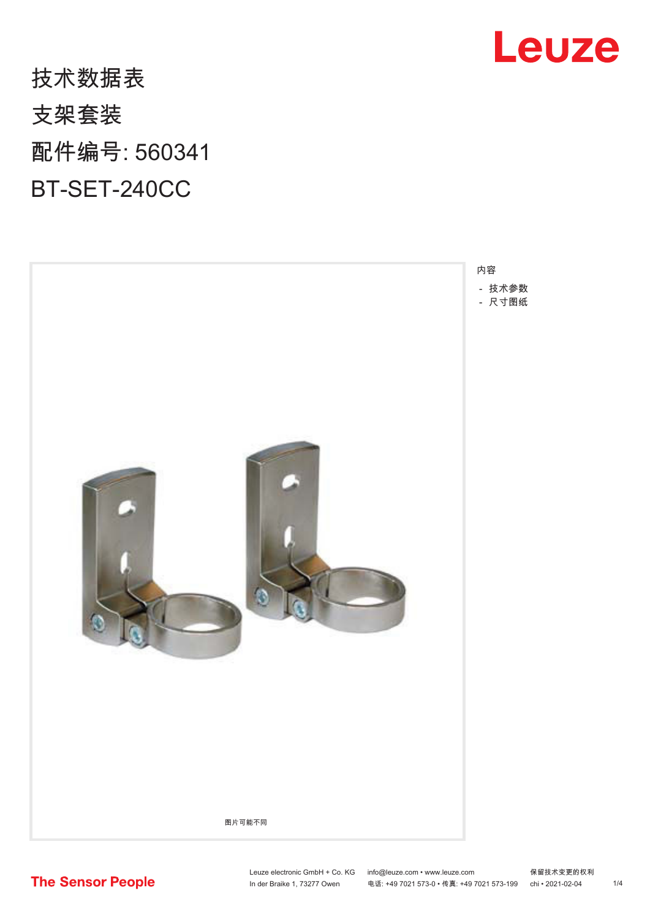# 技术数据表

## 支架套装

## 配件编号: 560341

## BT-SET-240CC

图片可能不同

内容

- 技术参数
- 尺寸图纸

The Sensor People

Leuze electronic GmbH + Co. KG
In der Braike 1, 73277 Owen

info@leuze.com • www.leuze.com
电话: +49 7021 573-0 • 传真: +49 7021 573-199

保留技术变更的权利
chi • 2021-02-04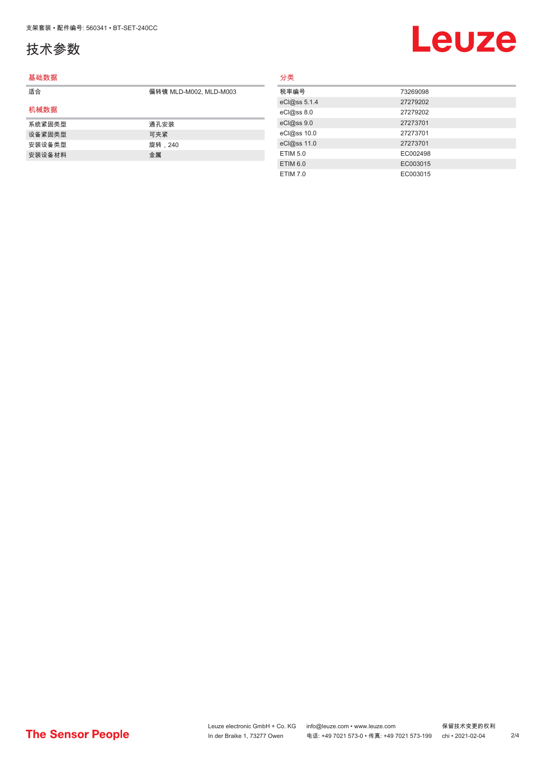# 技术参数

## 基础数据

| | |
|---|---|
| 适合 | 偏转镜 MLD-M002, MLD-M003 |

## 机械数据

| | |
|---|---|
| 系统紧固类型 | 通孔安装 |
| 设备紧固类型 | 可夹紧 |
| 安装设备类型 | 旋转，240 |
| 安装设备材料 | 金属 |

## 分类

| | |
|---|---|
| 税率编号 | 73269098 |
| eCl@ss 5.1.4 | 27279202 |
| eCl@ss 8.0 | 27279202 |
| eCl@ss 9.0 | 27273701 |
| eCl@ss 10.0 | 27273701 |
| eCl@ss 11.0 | 27273701 |
| ETIM 5.0 | EC002498 |
| ETIM 6.0 | EC003015 |
| ETIM 7.0 | EC003015 |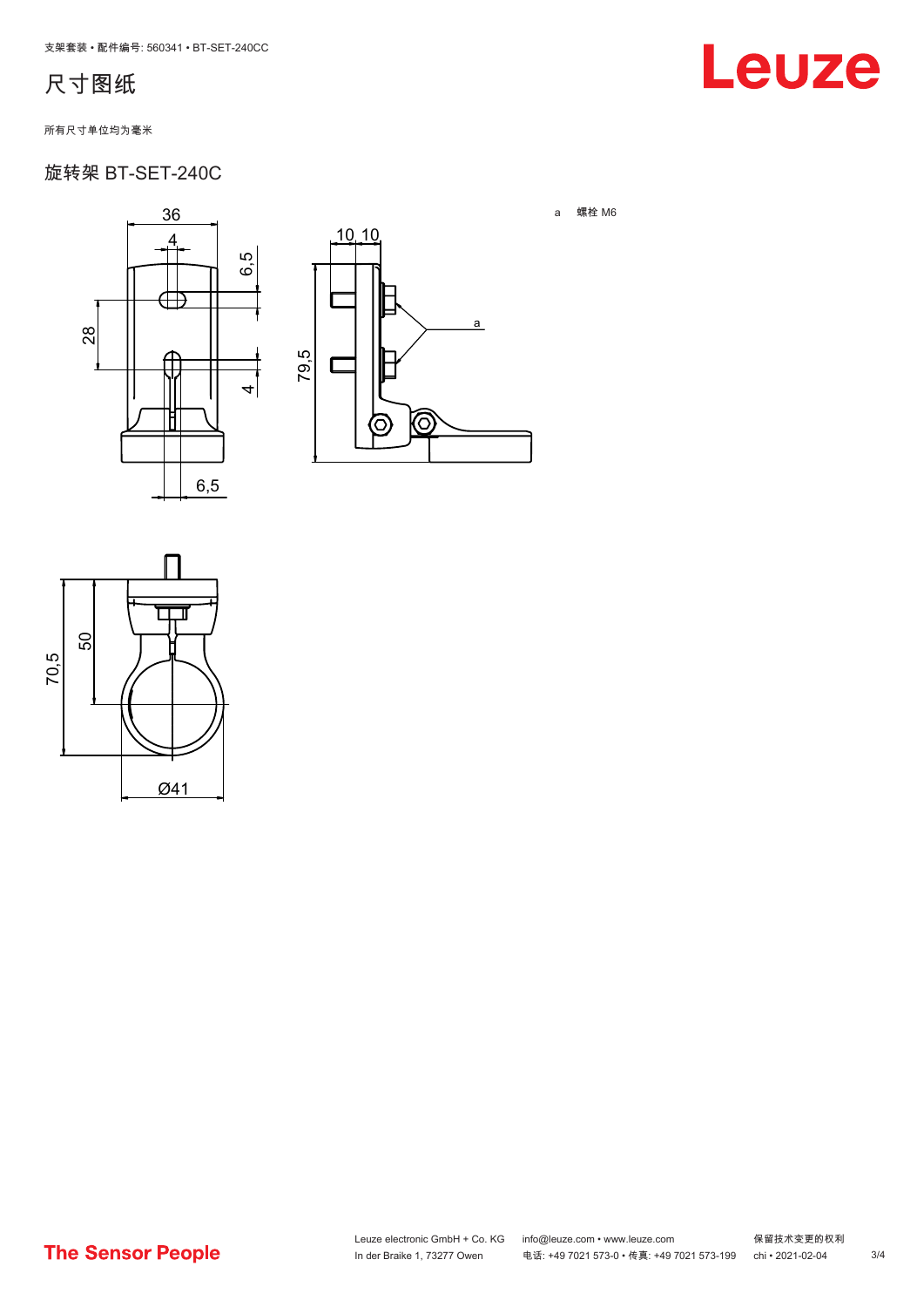# 尺寸图纸

所有尺寸单位均为毫米

## 旋转架 BT-SET-240C

a 螺栓 M6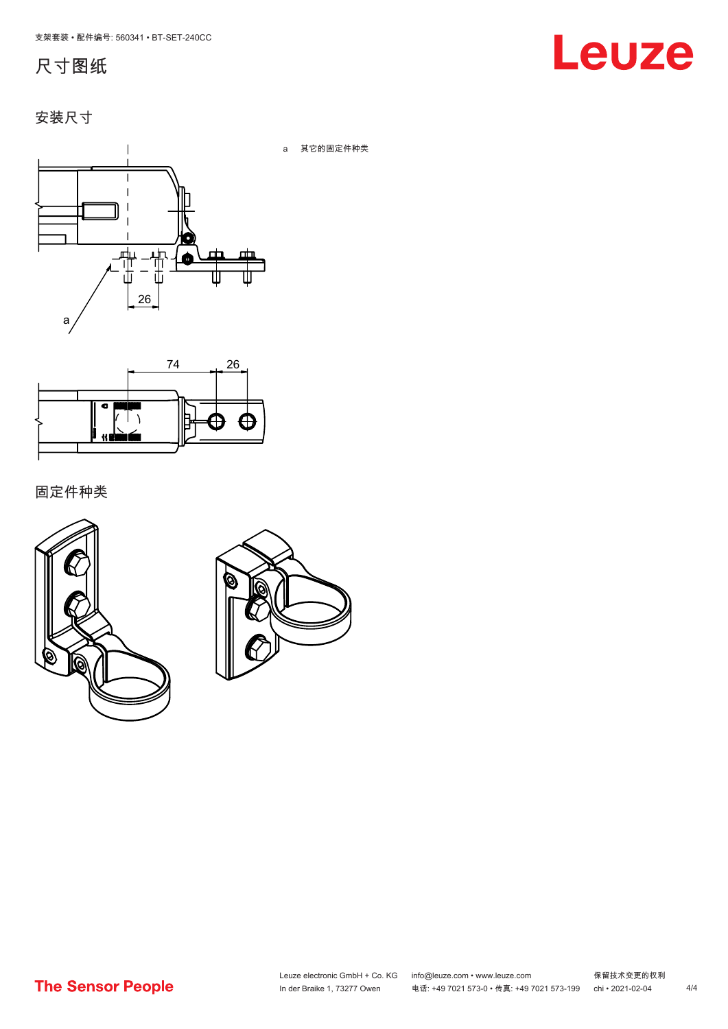# 尺寸图纸

## 安装尺寸

a 其它的固定件种类

26

a

74

26

## 固定件种类